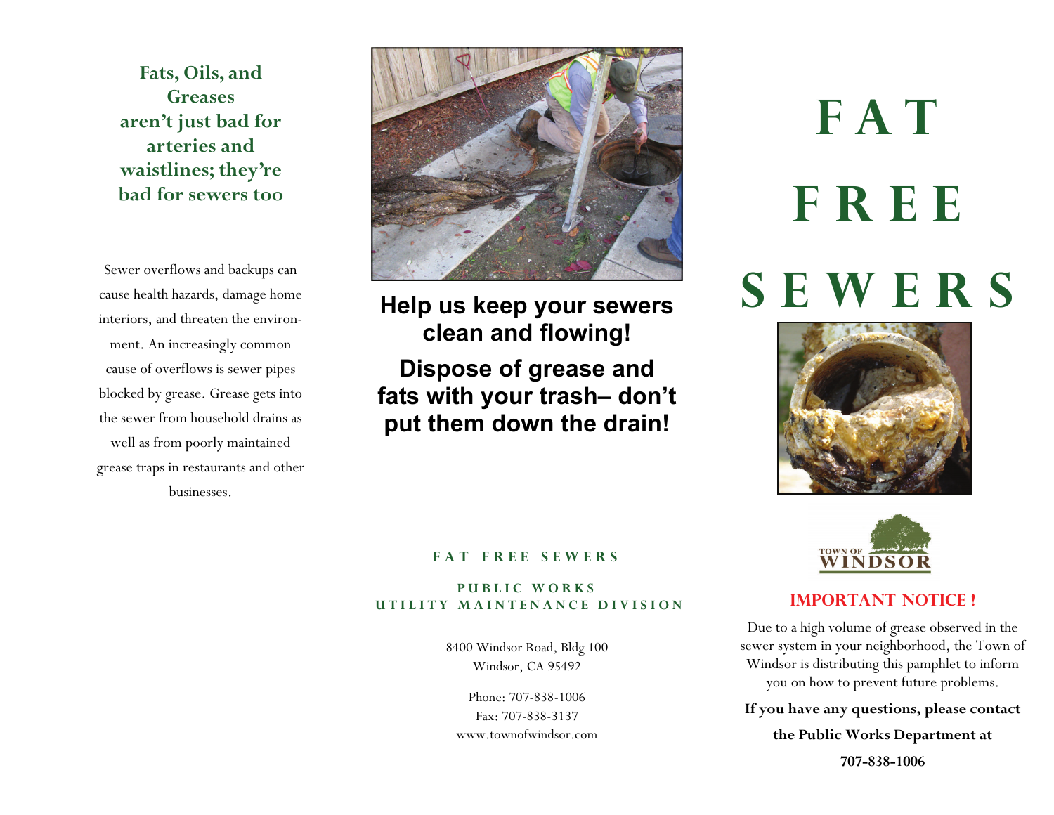## Fats, Oils, and Greases aren't just bad for arteries and waistlines; they're bad for sewers too

Sewer overflows and backups can cause health hazards, damage home interiors, and threaten the environment. An increasingly common cause of overflows is sewer pipes blocked by grease. Grease gets into the sewer from household drains as well as from poorly maintained grease traps in restaurants and other businesses.

**Help us keep your sewers clean and flowing!**

**Dispose of grease and fats with your trash– don't put them down the drain!**

**FAT FREE SEWERS**

**PUBLIC WORKS**
**UTILITY MAINTENANCE DIVISION**

8400 Windsor Road, Bldg 100
Windsor, CA 95492

Phone: 707-838-1006
Fax: 707-838-3137
www.townofwindsor.com

# FAT FREE SEWERS

TOWN OF WINDSOR

## IMPORTANT NOTICE !

Due to a high volume of grease observed in the sewer system in your neighborhood, the Town of Windsor is distributing this pamphlet to inform you on how to prevent future problems.

**If you have any questions, please contact the Public Works Department at 707-838-1006**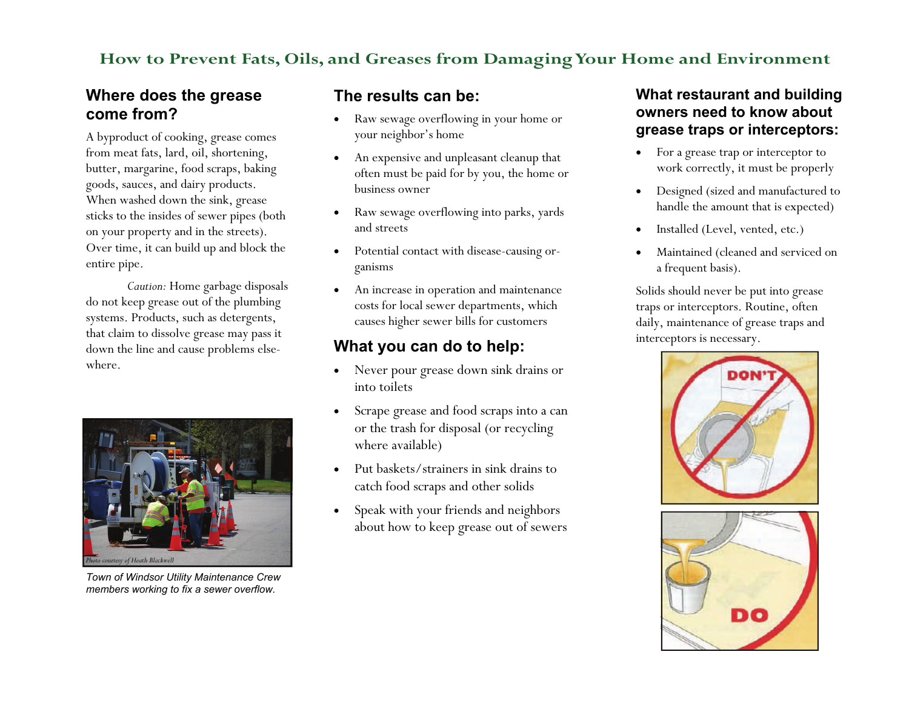# How to Prevent Fats, Oils, and Greases from Damaging Your Home and Environment

## Where does the grease come from?

A byproduct of cooking, grease comes from meat fats, lard, oil, shortening, butter, margarine, food scraps, baking goods, sauces, and dairy products. When washed down the sink, grease sticks to the insides of sewer pipes (both on your property and in the streets). Over time, it can build up and block the entire pipe.

*Caution:* Home garbage disposals do not keep grease out of the plumbing systems. Products, such as detergents, that claim to dissolve grease may pass it down the line and cause problems elsewhere.

Photo courtesy of Heath Blackwell

*Town of Windsor Utility Maintenance Crew members working to fix a sewer overflow.*

## The results can be:

- Raw sewage overflowing in your home or your neighbor's home
- An expensive and unpleasant cleanup that often must be paid for by you, the home or business owner
- Raw sewage overflowing into parks, yards and streets
- Potential contact with disease-causing organisms
- An increase in operation and maintenance costs for local sewer departments, which causes higher sewer bills for customers

## What you can do to help:

- Never pour grease down sink drains or into toilets
- Scrape grease and food scraps into a can or the trash for disposal (or recycling where available)
- Put baskets/strainers in sink drains to catch food scraps and other solids
- Speak with your friends and neighbors about how to keep grease out of sewers

## What restaurant and building owners need to know about grease traps or interceptors:

- For a grease trap or interceptor to work correctly, it must be properly
- Designed (sized and manufactured to handle the amount that is expected)
- Installed (Level, vented, etc.)
- Maintained (cleaned and serviced on a frequent basis).

Solids should never be put into grease traps or interceptors. Routine, often daily, maintenance of grease traps and interceptors is necessary.

DON'T

DO